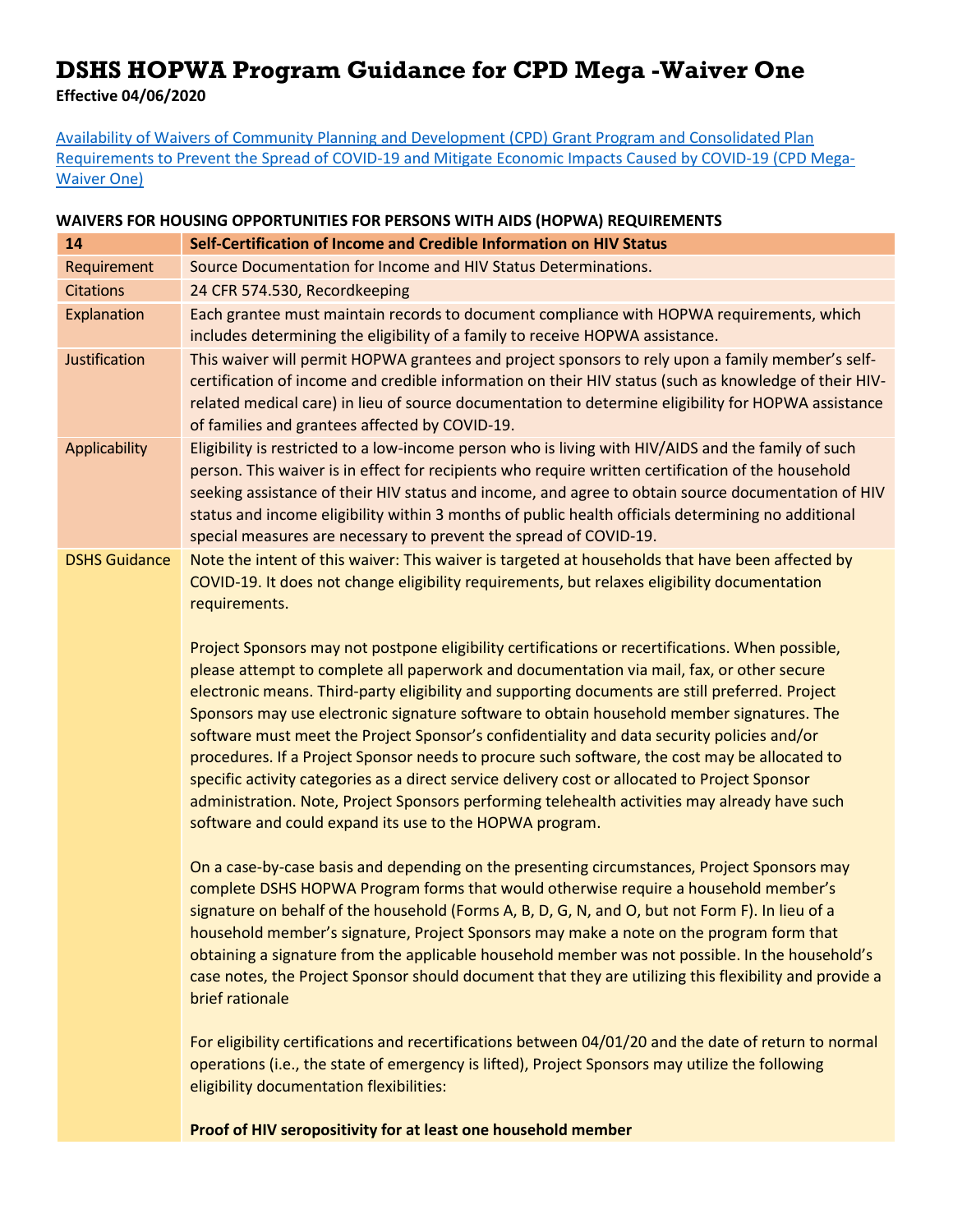# DSHS HOPWA Program Guidance for CPD Mega -Waiver One

**Effective 04/06/2020**

[Availability of Waivers of Community Planning and Development (CPD) Grant Program and Consolidated Plan Requirements to Prevent the Spread of COVID-19 and Mitigate Economic Impacts Caused by COVID-19 (CPD Mega-Waiver One)]

**WAIVERS FOR HOUSING OPPORTUNITIES FOR PERSONS WITH AIDS (HOPWA) REQUIREMENTS**

| **14** | **Self-Certification of Income and Credible Information on HIV Status** |
|---|---|
| Requirement | Source Documentation for Income and HIV Status Determinations. |
| Citations | 24 CFR 574.530, Recordkeeping |
| Explanation | Each grantee must maintain records to document compliance with HOPWA requirements, which includes determining the eligibility of a family to receive HOPWA assistance. |
| Justification | This waiver will permit HOPWA grantees and project sponsors to rely upon a family member's self-certification of income and credible information on their HIV status (such as knowledge of their HIV-related medical care) in lieu of source documentation to determine eligibility for HOPWA assistance of families and grantees affected by COVID-19. |
| Applicability | Eligibility is restricted to a low-income person who is living with HIV/AIDS and the family of such person. This waiver is in effect for recipients who require written certification of the household seeking assistance of their HIV status and income, and agree to obtain source documentation of HIV status and income eligibility within 3 months of public health officials determining no additional special measures are necessary to prevent the spread of COVID-19. |
| DSHS Guidance | Note the intent of this waiver: This waiver is targeted at households that have been affected by COVID-19. It does not change eligibility requirements, but relaxes eligibility documentation requirements.<br><br>Project Sponsors may not postpone eligibility certifications or recertifications. When possible, please attempt to complete all paperwork and documentation via mail, fax, or other secure electronic means. Third-party eligibility and supporting documents are still preferred. Project Sponsors may use electronic signature software to obtain household member signatures. The software must meet the Project Sponsor's confidentiality and data security policies and/or procedures. If a Project Sponsor needs to procure such software, the cost may be allocated to specific activity categories as a direct service delivery cost or allocated to Project Sponsor administration. Note, Project Sponsors performing telehealth activities may already have such software and could expand its use to the HOPWA program.<br><br>On a case-by-case basis and depending on the presenting circumstances, Project Sponsors may complete DSHS HOPWA Program forms that would otherwise require a household member's signature on behalf of the household (Forms A, B, D, G, N, and O, but not Form F). In lieu of a household member's signature, Project Sponsors may make a note on the program form that obtaining a signature from the applicable household member was not possible. In the household's case notes, the Project Sponsor should document that they are utilizing this flexibility and provide a brief rationale<br><br>For eligibility certifications and recertifications between 04/01/20 and the date of return to normal operations (i.e., the state of emergency is lifted), Project Sponsors may utilize the following eligibility documentation flexibilities:<br><br>**Proof of HIV seropositivity for at least one household member** |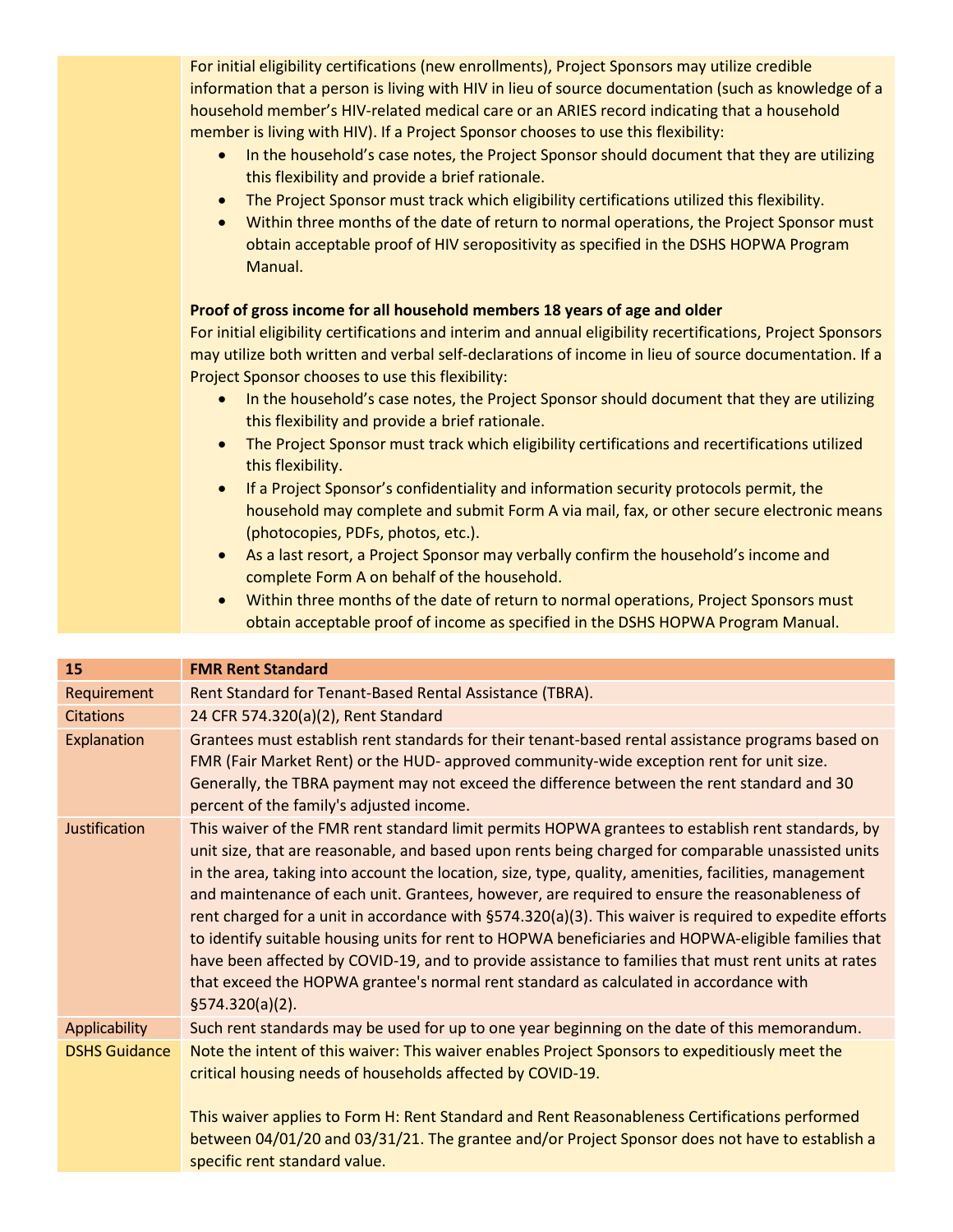| | |
|---|---|
| | For initial eligibility certifications (new enrollments), Project Sponsors may utilize credible information that a person is living with HIV in lieu of source documentation (such as knowledge of a household member's HIV-related medical care or an ARIES record indicating that a household member is living with HIV). If a Project Sponsor chooses to use this flexibility:<br>• In the household's case notes, the Project Sponsor should document that they are utilizing this flexibility and provide a brief rationale.<br>• The Project Sponsor must track which eligibility certifications utilized this flexibility.<br>• Within three months of the date of return to normal operations, the Project Sponsor must obtain acceptable proof of HIV seropositivity as specified in the DSHS HOPWA Program Manual.<br><br>**Proof of gross income for all household members 18 years of age and older**<br>For initial eligibility certifications and interim and annual eligibility recertifications, Project Sponsors may utilize both written and verbal self-declarations of income in lieu of source documentation. If a Project Sponsor chooses to use this flexibility:<br>• In the household's case notes, the Project Sponsor should document that they are utilizing this flexibility and provide a brief rationale.<br>• The Project Sponsor must track which eligibility certifications and recertifications utilized this flexibility.<br>• If a Project Sponsor's confidentiality and information security protocols permit, the household may complete and submit Form A via mail, fax, or other secure electronic means (photocopies, PDFs, photos, etc.).<br>• As a last resort, a Project Sponsor may verbally confirm the household's income and complete Form A on behalf of the household.<br>• Within three months of the date of return to normal operations, Project Sponsors must obtain acceptable proof of income as specified in the DSHS HOPWA Program Manual. |

| **15** | **FMR Rent Standard** |
|---|---|
| Requirement | Rent Standard for Tenant-Based Rental Assistance (TBRA). |
| Citations | 24 CFR 574.320(a)(2), Rent Standard |
| Explanation | Grantees must establish rent standards for their tenant-based rental assistance programs based on FMR (Fair Market Rent) or the HUD- approved community-wide exception rent for unit size. Generally, the TBRA payment may not exceed the difference between the rent standard and 30 percent of the family's adjusted income. |
| Justification | This waiver of the FMR rent standard limit permits HOPWA grantees to establish rent standards, by unit size, that are reasonable, and based upon rents being charged for comparable unassisted units in the area, taking into account the location, size, type, quality, amenities, facilities, management and maintenance of each unit. Grantees, however, are required to ensure the reasonableness of rent charged for a unit in accordance with §574.320(a)(3). This waiver is required to expedite efforts to identify suitable housing units for rent to HOPWA beneficiaries and HOPWA-eligible families that have been affected by COVID-19, and to provide assistance to families that must rent units at rates that exceed the HOPWA grantee's normal rent standard as calculated in accordance with §574.320(a)(2). |
| Applicability | Such rent standards may be used for up to one year beginning on the date of this memorandum. |
| DSHS Guidance | Note the intent of this waiver: This waiver enables Project Sponsors to expeditiously meet the critical housing needs of households affected by COVID-19.<br><br>This waiver applies to Form H: Rent Standard and Rent Reasonableness Certifications performed between 04/01/20 and 03/31/21. The grantee and/or Project Sponsor does not have to establish a specific rent standard value. |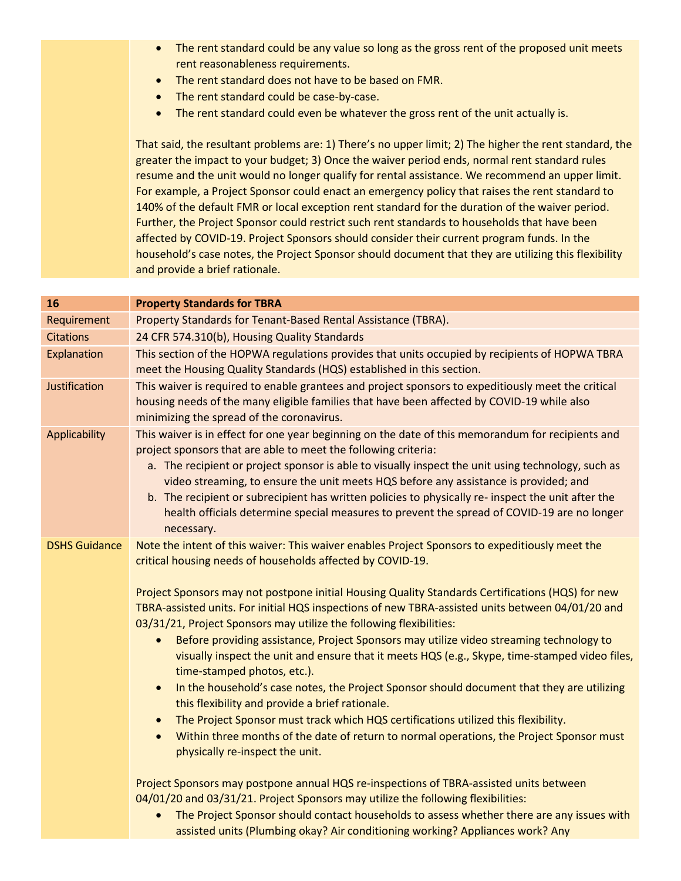|  | • The rent standard could be any value so long as the gross rent of the proposed unit meets rent reasonableness requirements.<br>• The rent standard does not have to be based on FMR.<br>• The rent standard could be case-by-case.<br>• The rent standard could even be whatever the gross rent of the unit actually is.<br><br>That said, the resultant problems are: 1) There's no upper limit; 2) The higher the rent standard, the greater the impact to your budget; 3) Once the waiver period ends, normal rent standard rules resume and the unit would no longer qualify for rental assistance. We recommend an upper limit. For example, a Project Sponsor could enact an emergency policy that raises the rent standard to 140% of the default FMR or local exception rent standard for the duration of the waiver period. Further, the Project Sponsor could restrict such rent standards to households that have been affected by COVID-19. Project Sponsors should consider their current program funds. In the household's case notes, the Project Sponsor should document that they are utilizing this flexibility and provide a brief rationale. |
|---|---|

| **16** | **Property Standards for TBRA** |
|---|---|
| Requirement | Property Standards for Tenant-Based Rental Assistance (TBRA). |
| Citations | 24 CFR 574.310(b), Housing Quality Standards |
| Explanation | This section of the HOPWA regulations provides that units occupied by recipients of HOPWA TBRA meet the Housing Quality Standards (HQS) established in this section. |
| Justification | This waiver is required to enable grantees and project sponsors to expeditiously meet the critical housing needs of the many eligible families that have been affected by COVID-19 while also minimizing the spread of the coronavirus. |
| Applicability | This waiver is in effect for one year beginning on the date of this memorandum for recipients and project sponsors that are able to meet the following criteria:<br>a. The recipient or project sponsor is able to visually inspect the unit using technology, such as video streaming, to ensure the unit meets HQS before any assistance is provided; and<br>b. The recipient or subrecipient has written policies to physically re- inspect the unit after the health officials determine special measures to prevent the spread of COVID-19 are no longer necessary. |
| DSHS Guidance | Note the intent of this waiver: This waiver enables Project Sponsors to expeditiously meet the critical housing needs of households affected by COVID-19.<br><br>Project Sponsors may not postpone initial Housing Quality Standards Certifications (HQS) for new TBRA-assisted units. For initial HQS inspections of new TBRA-assisted units between 04/01/20 and 03/31/21, Project Sponsors may utilize the following flexibilities:<br>• Before providing assistance, Project Sponsors may utilize video streaming technology to visually inspect the unit and ensure that it meets HQS (e.g., Skype, time-stamped video files, time-stamped photos, etc.).<br>• In the household's case notes, the Project Sponsor should document that they are utilizing this flexibility and provide a brief rationale.<br>• The Project Sponsor must track which HQS certifications utilized this flexibility.<br>• Within three months of the date of return to normal operations, the Project Sponsor must physically re-inspect the unit.<br><br>Project Sponsors may postpone annual HQS re-inspections of TBRA-assisted units between 04/01/20 and 03/31/21. Project Sponsors may utilize the following flexibilities:<br>• The Project Sponsor should contact households to assess whether there are any issues with assisted units (Plumbing okay? Air conditioning working? Appliances work? Any |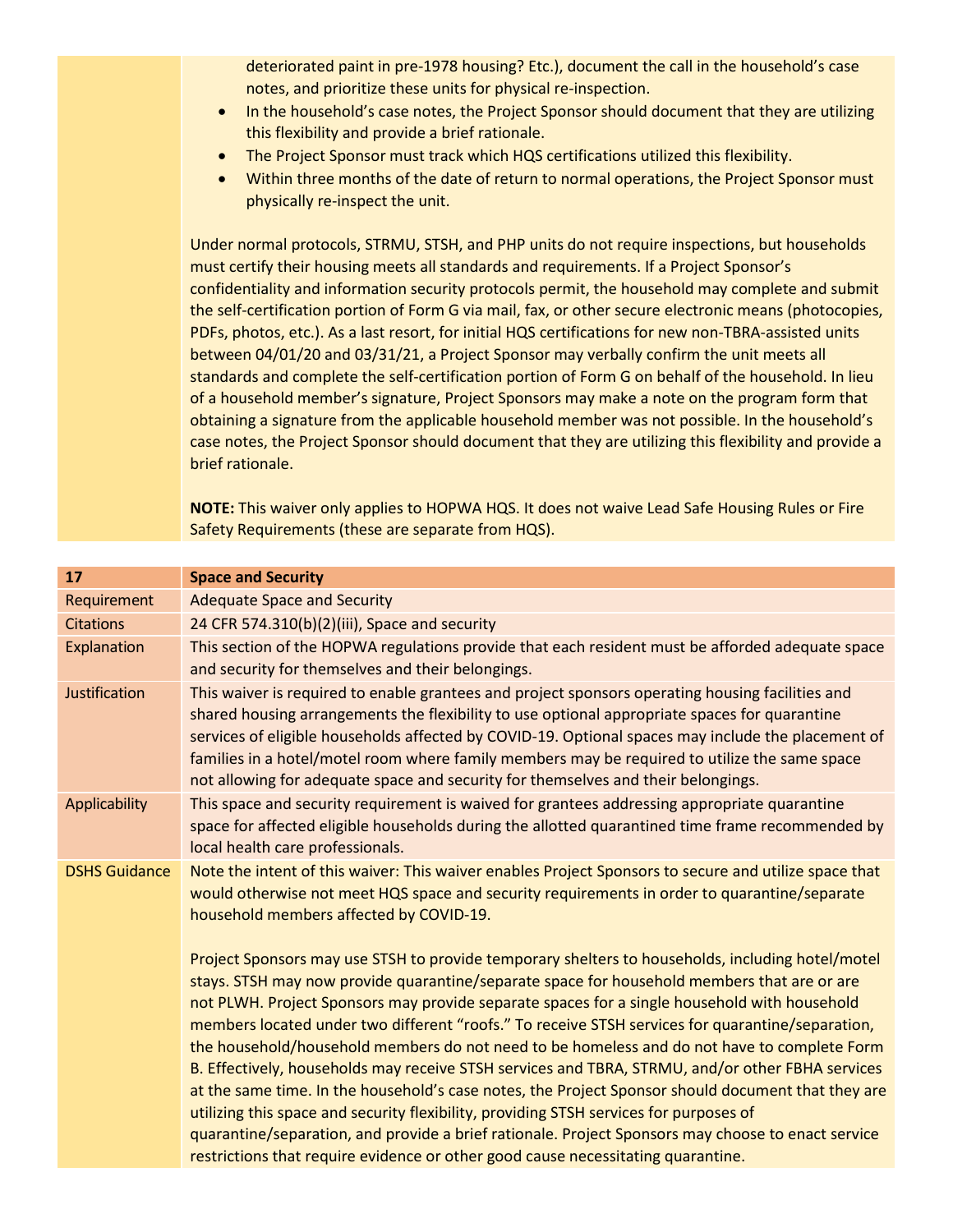| | |
|---|---|
| | deteriorated paint in pre-1978 housing? Etc.), document the call in the household's case notes, and prioritize these units for physical re-inspection.<br>• In the household's case notes, the Project Sponsor should document that they are utilizing this flexibility and provide a brief rationale.<br>• The Project Sponsor must track which HQS certifications utilized this flexibility.<br>• Within three months of the date of return to normal operations, the Project Sponsor must physically re-inspect the unit.<br><br>Under normal protocols, STRMU, STSH, and PHP units do not require inspections, but households must certify their housing meets all standards and requirements. If a Project Sponsor's confidentiality and information security protocols permit, the household may complete and submit the self-certification portion of Form G via mail, fax, or other secure electronic means (photocopies, PDFs, photos, etc.). As a last resort, for initial HQS certifications for new non-TBRA-assisted units between 04/01/20 and 03/31/21, a Project Sponsor may verbally confirm the unit meets all standards and complete the self-certification portion of Form G on behalf of the household. In lieu of a household member's signature, Project Sponsors may make a note on the program form that obtaining a signature from the applicable household member was not possible. In the household's case notes, the Project Sponsor should document that they are utilizing this flexibility and provide a brief rationale.<br><br>**NOTE:** This waiver only applies to HOPWA HQS. It does not waive Lead Safe Housing Rules or Fire Safety Requirements (these are separate from HQS). |

| **17** | **Space and Security** |
|---|---|
| Requirement | Adequate Space and Security |
| Citations | 24 CFR 574.310(b)(2)(iii), Space and security |
| Explanation | This section of the HOPWA regulations provide that each resident must be afforded adequate space and security for themselves and their belongings. |
| Justification | This waiver is required to enable grantees and project sponsors operating housing facilities and shared housing arrangements the flexibility to use optional appropriate spaces for quarantine services of eligible households affected by COVID-19. Optional spaces may include the placement of families in a hotel/motel room where family members may be required to utilize the same space not allowing for adequate space and security for themselves and their belongings. |
| Applicability | This space and security requirement is waived for grantees addressing appropriate quarantine space for affected eligible households during the allotted quarantined time frame recommended by local health care professionals. |
| DSHS Guidance | Note the intent of this waiver: This waiver enables Project Sponsors to secure and utilize space that would otherwise not meet HQS space and security requirements in order to quarantine/separate household members affected by COVID-19.<br><br>Project Sponsors may use STSH to provide temporary shelters to households, including hotel/motel stays. STSH may now provide quarantine/separate space for household members that are or are not PLWH. Project Sponsors may provide separate spaces for a single household with household members located under two different "roofs." To receive STSH services for quarantine/separation, the household/household members do not need to be homeless and do not have to complete Form B. Effectively, households may receive STSH services and TBRA, STRMU, and/or other FBHA services at the same time. In the household's case notes, the Project Sponsor should document that they are utilizing this space and security flexibility, providing STSH services for purposes of quarantine/separation, and provide a brief rationale. Project Sponsors may choose to enact service restrictions that require evidence or other good cause necessitating quarantine. |